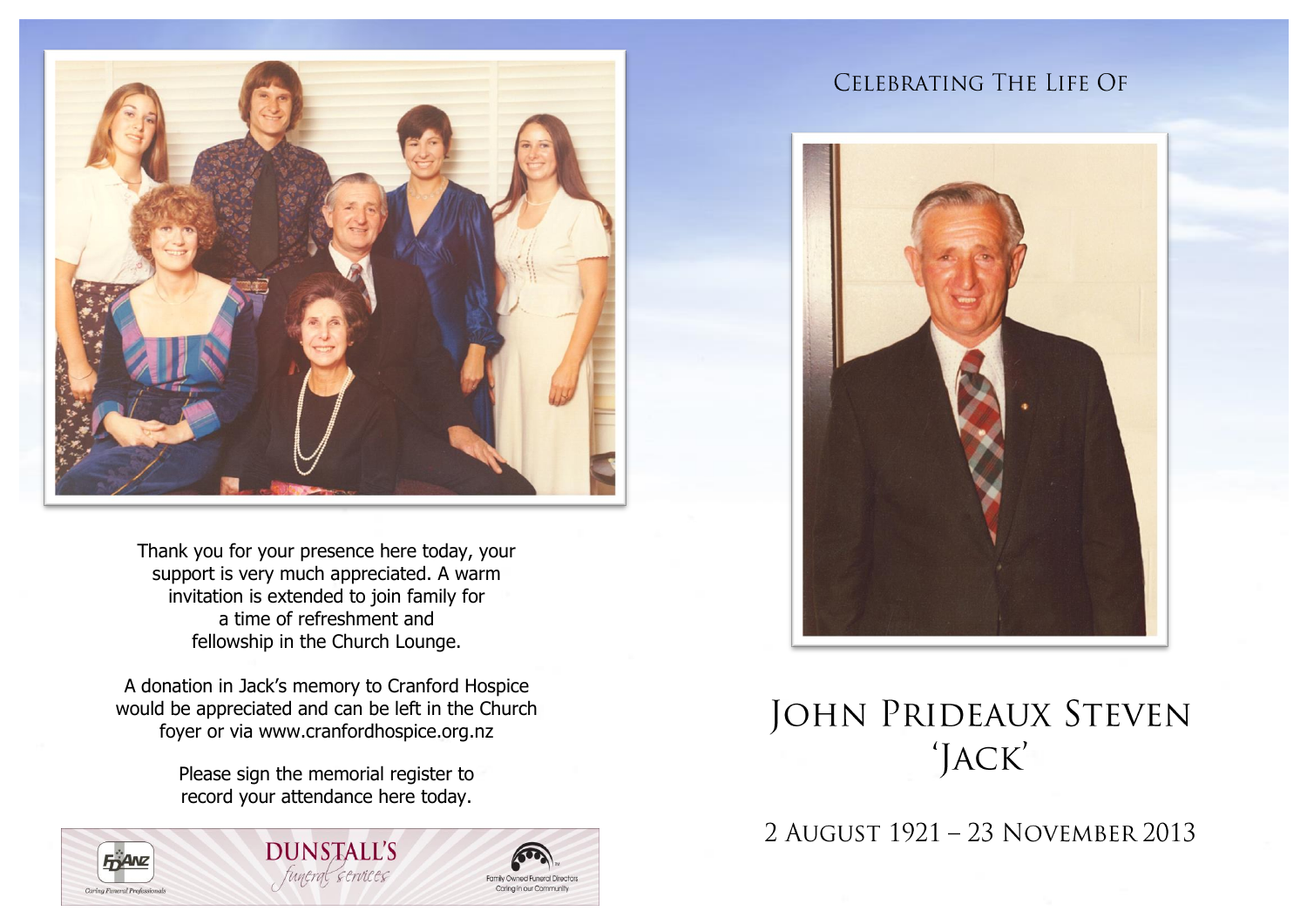Thank you for your presence here today, your support is very much appreciated. A warm invitation is extended to join family for a time of refreshment and fellowship in the Church Lounge.

A donation in Jack's memory to Cranford Hospice would be appreciated and can be left in the Church foyer or via www.cranfordhospice.org.nz

Please sign the memorial register to record your attendance here today.

FDANZ Caring Funeral Professionals

DUNSTALL'S *funeral services*

Family Owned Funeral Directors Caring in our Community

CELEBRATING THE LIFE OF

# JOHN PRIDEAUX STEVEN 'JACK'

2 AUGUST 1921 – 23 NOVEMBER 2013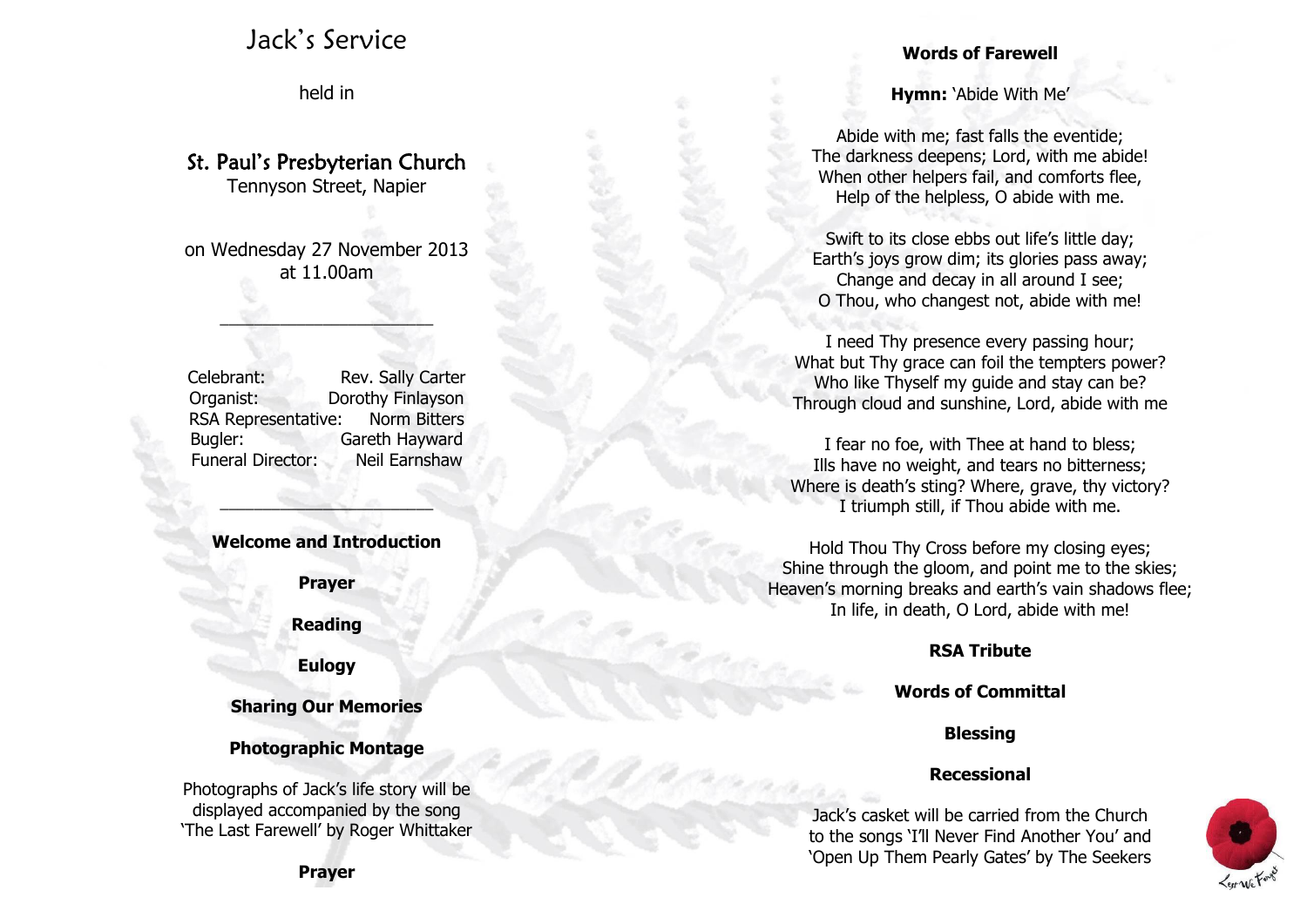# Jack's Service

held in

## St. Paul's Presbyterian Church

Tennyson Street, Napier

on Wednesday 27 November 2013
at 11.00am

| | |
|---|---|
| Celebrant: | Rev. Sally Carter |
| Organist: | Dorothy Finlayson |
| RSA Representative: | Norm Bitters |
| Bugler: | Gareth Hayward |
| Funeral Director: | Neil Earnshaw |

**Welcome and Introduction**

**Prayer**

**Reading**

**Eulogy**

**Sharing Our Memories**

**Photographic Montage**

Photographs of Jack's life story will be displayed accompanied by the song 'The Last Farewell' by Roger Whittaker

**Prayer**

**Words of Farewell**

**Hymn:** 'Abide With Me'

Abide with me; fast falls the eventide;
The darkness deepens; Lord, with me abide!
When other helpers fail, and comforts flee,
Help of the helpless, O abide with me.

Swift to its close ebbs out life's little day;
Earth's joys grow dim; its glories pass away;
Change and decay in all around I see;
O Thou, who changest not, abide with me!

I need Thy presence every passing hour;
What but Thy grace can foil the tempters power?
Who like Thyself my guide and stay can be?
Through cloud and sunshine, Lord, abide with me

I fear no foe, with Thee at hand to bless;
Ills have no weight, and tears no bitterness;
Where is death's sting? Where, grave, thy victory?
I triumph still, if Thou abide with me.

Hold Thou Thy Cross before my closing eyes;
Shine through the gloom, and point me to the skies;
Heaven's morning breaks and earth's vain shadows flee;
In life, in death, O Lord, abide with me!

**RSA Tribute**

**Words of Committal**

**Blessing**

**Recessional**

Jack's casket will be carried from the Church to the songs 'I'll Never Find Another You' and 'Open Up Them Pearly Gates' by The Seekers

Lest We Forget